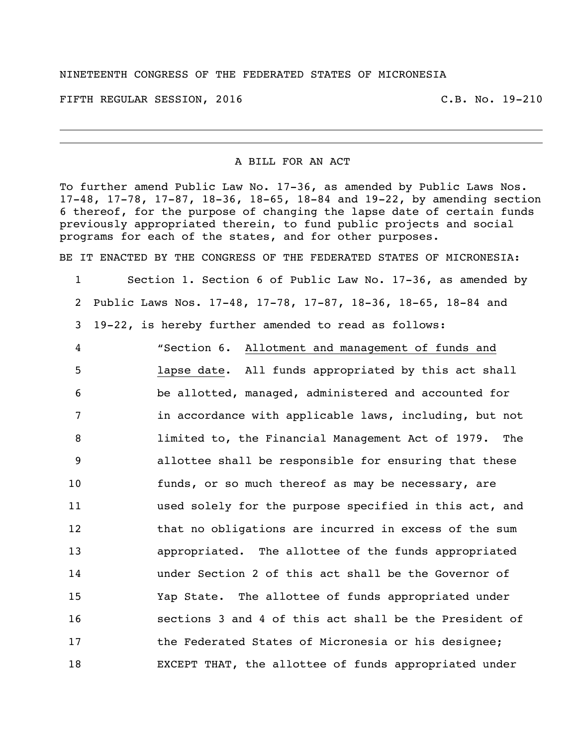NINETEENTH CONGRESS OF THE FEDERATED STATES OF MICRONESIA

FIFTH REGULAR SESSION, 2016 C.B. No. 19-210

---

A BILL FOR AN ACT

To further amend Public Law No. 17-36, as amended by Public Laws Nos. 17-48, 17-78, 17-87, 18-36, 18-65, 18-84 and 19-22, by amending section 6 thereof, for the purpose of changing the lapse date of certain funds previously appropriated therein, to fund public projects and social programs for each of the states, and for other purposes.

BE IT ENACTED BY THE CONGRESS OF THE FEDERATED STATES OF MICRONESIA:

1 Section 1. Section 6 of Public Law No. 17-36, as amended by
2 Public Laws Nos. 17-48, 17-78, 17-87, 18-36, 18-65, 18-84 and
3 19-22, is hereby further amended to read as follows:
4 "Section 6. Allotment and management of funds and
5 lapse date. All funds appropriated by this act shall
6 be allotted, managed, administered and accounted for
7 in accordance with applicable laws, including, but not
8 limited to, the Financial Management Act of 1979. The
9 allottee shall be responsible for ensuring that these
10 funds, or so much thereof as may be necessary, are
11 used solely for the purpose specified in this act, and
12 that no obligations are incurred in excess of the sum
13 appropriated. The allottee of the funds appropriated
14 under Section 2 of this act shall be the Governor of
15 Yap State. The allottee of funds appropriated under
16 sections 3 and 4 of this act shall be the President of
17 the Federated States of Micronesia or his designee;
18 EXCEPT THAT, the allottee of funds appropriated under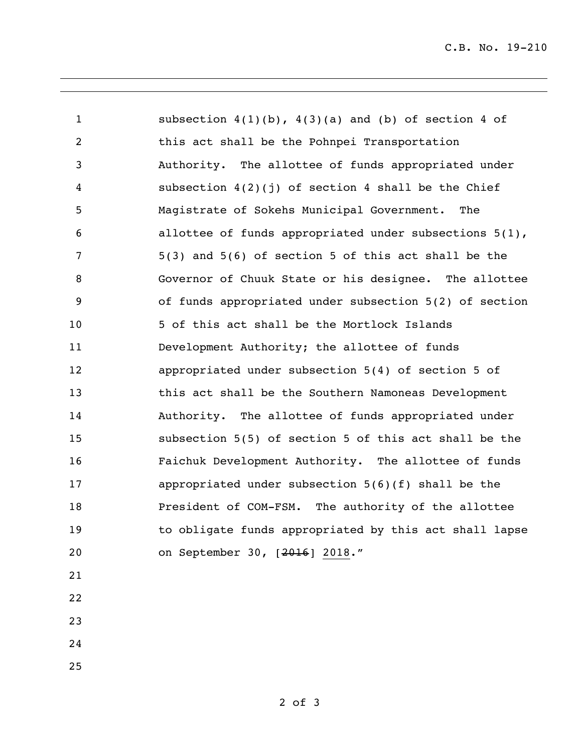subsection 4(1)(b), 4(3)(a) and (b) of section 4 of this act shall be the Pohnpei Transportation Authority. The allottee of funds appropriated under subsection 4(2)(j) of section 4 shall be the Chief Magistrate of Sokehs Municipal Government. The allottee of funds appropriated under subsections 5(1), 5(3) and 5(6) of section 5 of this act shall be the Governor of Chuuk State or his designee. The allottee of funds appropriated under subsection 5(2) of section 5 of this act shall be the Mortlock Islands Development Authority; the allottee of funds appropriated under subsection 5(4) of section 5 of this act shall be the Southern Namoneas Development Authority. The allottee of funds appropriated under subsection 5(5) of section 5 of this act shall be the Faichuk Development Authority. The allottee of funds appropriated under subsection 5(6)(f) shall be the President of COM-FSM. The authority of the allottee to obligate funds appropriated by this act shall lapse on September 30, [~~2016~~] <u>2018</u>."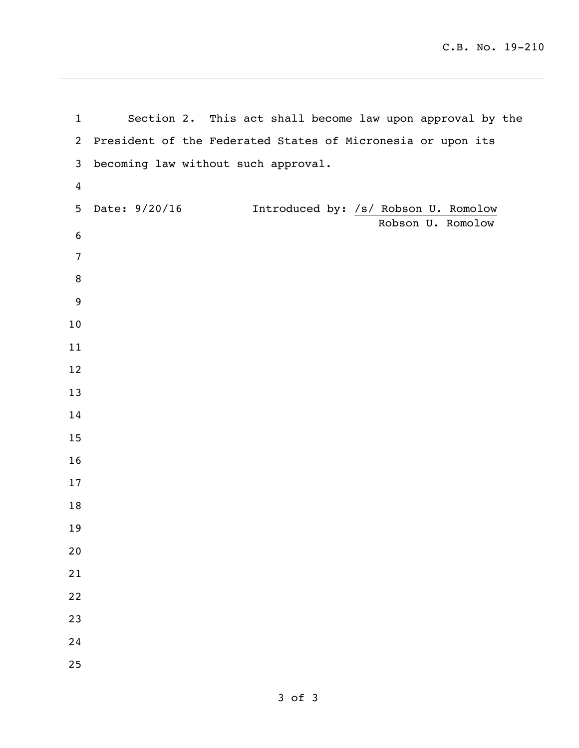Section 2. This act shall become law upon approval by the President of the Federated States of Micronesia or upon its becoming law without such approval.

Date: 9/20/16 Introduced by: /s/ Robson U. Romolow
Robson U. Romolow